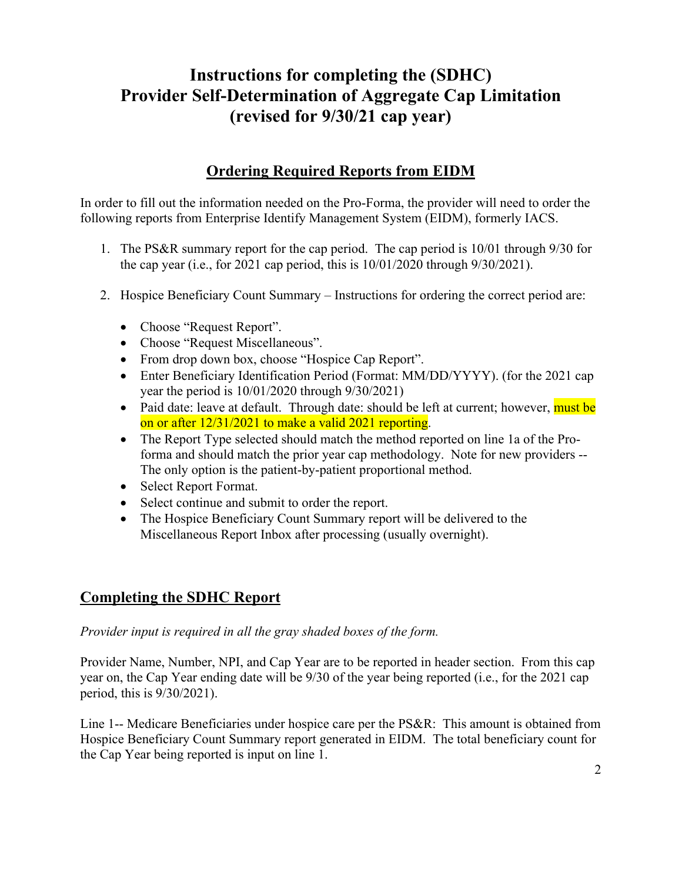# Instructions for completing the (SDHC) Provider Self-Determination of Aggregate Cap Limitation (revised for 9/30/21 cap year)

## Ordering Required Reports from EIDM

In order to fill out the information needed on the Pro-Forma, the provider will need to order the following reports from Enterprise Identify Management System (EIDM), formerly IACS.

1. The PS&R summary report for the cap period. The cap period is 10/01 through 9/30 for the cap year (i.e., for 2021 cap period, this is 10/01/2020 through 9/30/2021).

2. Hospice Beneficiary Count Summary – Instructions for ordering the correct period are:

   - Choose "Request Report".
   - Choose "Request Miscellaneous".
   - From drop down box, choose "Hospice Cap Report".
   - Enter Beneficiary Identification Period (Format: MM/DD/YYYY). (for the 2021 cap year the period is 10/01/2020 through 9/30/2021)
   - Paid date: leave at default. Through date: should be left at current; however, must be on or after 12/31/2021 to make a valid 2021 reporting.
   - The Report Type selected should match the method reported on line 1a of the Pro-forma and should match the prior year cap methodology. Note for new providers -- The only option is the patient-by-patient proportional method.
   - Select Report Format.
   - Select continue and submit to order the report.
   - The Hospice Beneficiary Count Summary report will be delivered to the Miscellaneous Report Inbox after processing (usually overnight).

## Completing the SDHC Report

*Provider input is required in all the gray shaded boxes of the form.*

Provider Name, Number, NPI, and Cap Year are to be reported in header section. From this cap year on, the Cap Year ending date will be 9/30 of the year being reported (i.e., for the 2021 cap period, this is 9/30/2021).

Line 1-- Medicare Beneficiaries under hospice care per the PS&R: This amount is obtained from Hospice Beneficiary Count Summary report generated in EIDM. The total beneficiary count for the Cap Year being reported is input on line 1.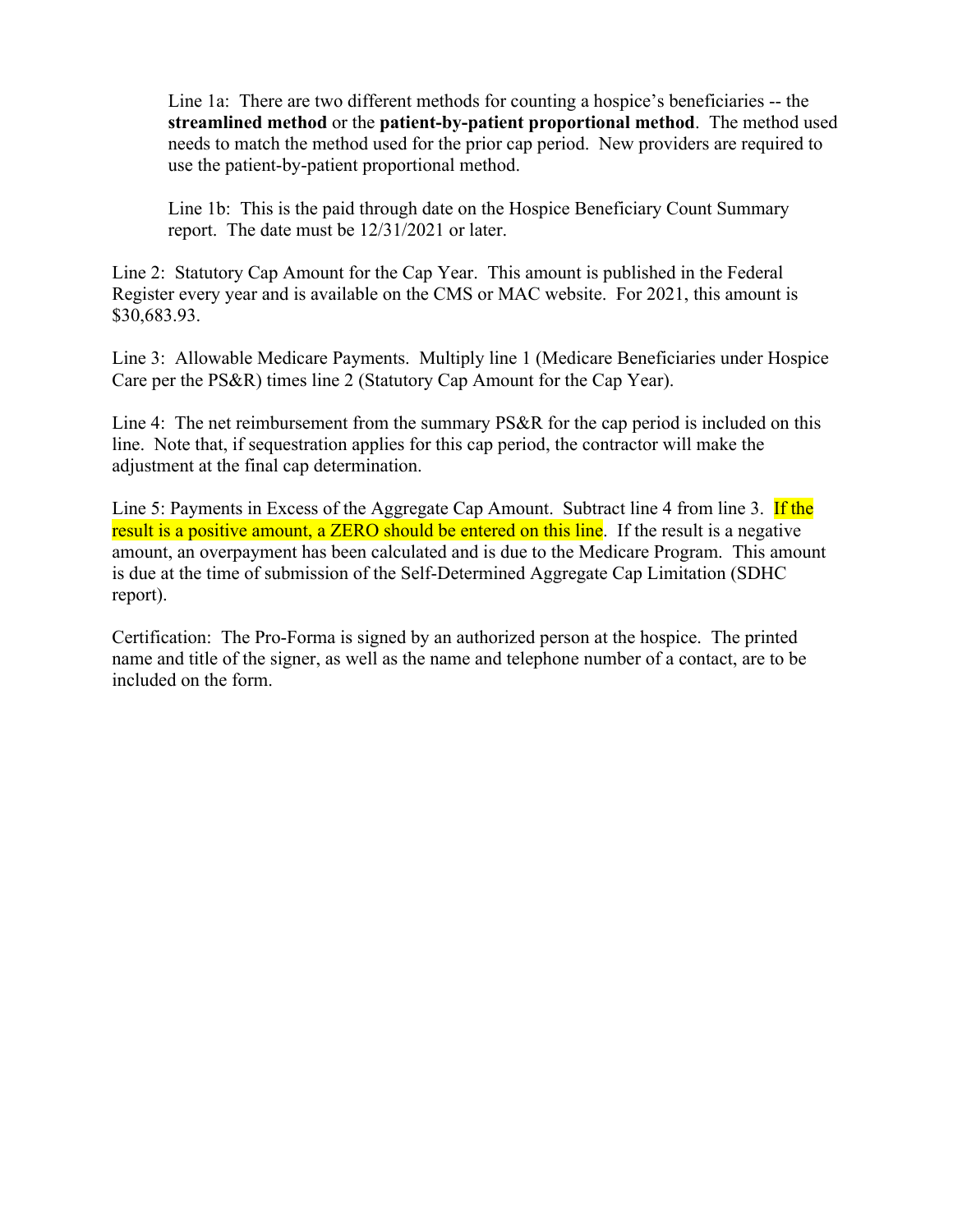Line 1a: There are two different methods for counting a hospice's beneficiaries -- the **streamlined method** or the **patient-by-patient proportional method**. The method used needs to match the method used for the prior cap period. New providers are required to use the patient-by-patient proportional method.

Line 1b: This is the paid through date on the Hospice Beneficiary Count Summary report. The date must be 12/31/2021 or later.

Line 2: Statutory Cap Amount for the Cap Year. This amount is published in the Federal Register every year and is available on the CMS or MAC website. For 2021, this amount is $30,683.93.

Line 3: Allowable Medicare Payments. Multiply line 1 (Medicare Beneficiaries under Hospice Care per the PS&R) times line 2 (Statutory Cap Amount for the Cap Year).

Line 4: The net reimbursement from the summary PS&R for the cap period is included on this line. Note that, if sequestration applies for this cap period, the contractor will make the adjustment at the final cap determination.

Line 5: Payments in Excess of the Aggregate Cap Amount. Subtract line 4 from line 3. If the result is a positive amount, a ZERO should be entered on this line. If the result is a negative amount, an overpayment has been calculated and is due to the Medicare Program. This amount is due at the time of submission of the Self-Determined Aggregate Cap Limitation (SDHC report).

Certification: The Pro-Forma is signed by an authorized person at the hospice. The printed name and title of the signer, as well as the name and telephone number of a contact, are to be included on the form.